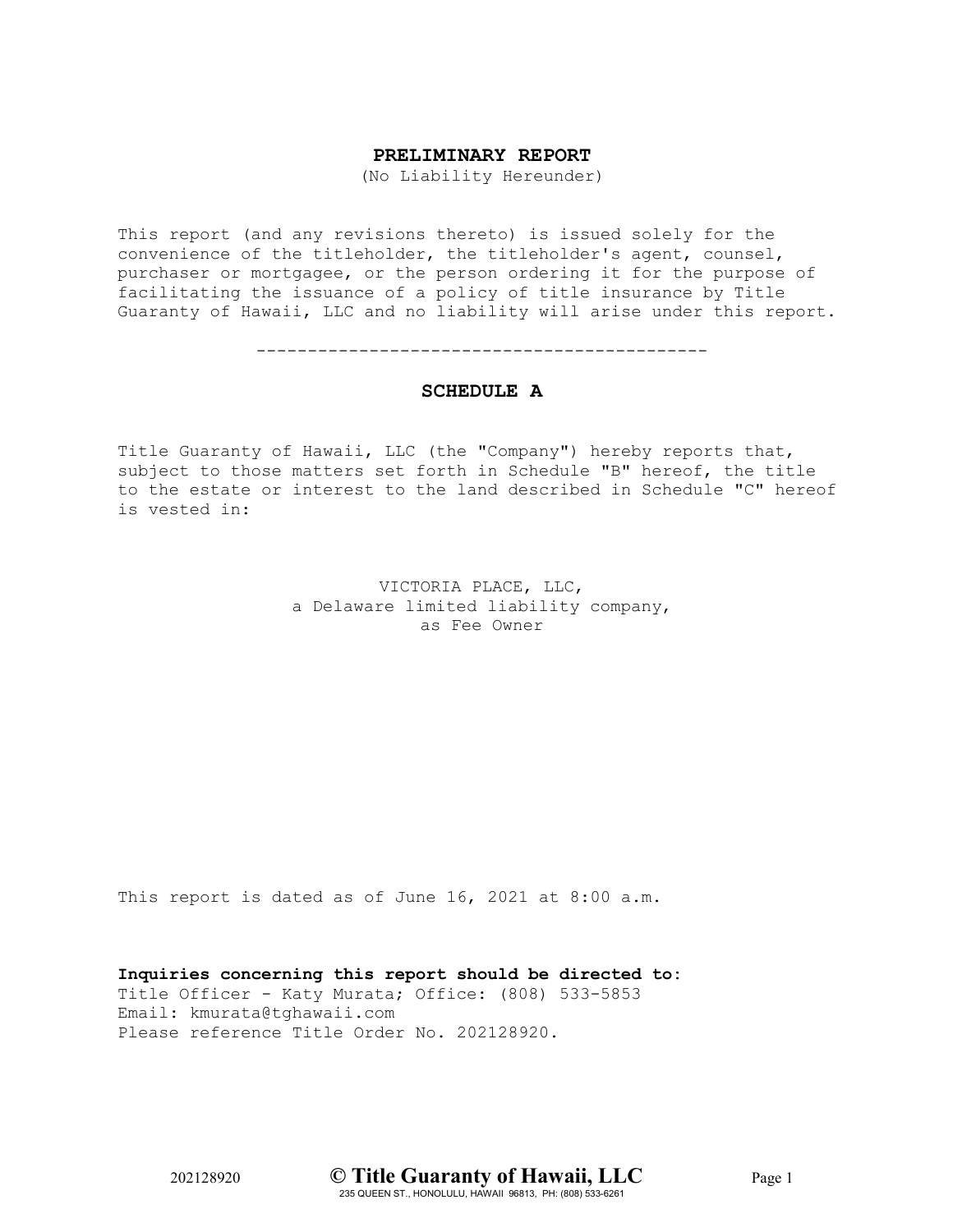# PRELIMINARY REPORT

(No Liability Hereunder)

This report (and any revisions thereto) is issued solely for the convenience of the titleholder, the titleholder's agent, counsel, purchaser or mortgagee, or the person ordering it for the purpose of facilitating the issuance of a policy of title insurance by Title Guaranty of Hawaii, LLC and no liability will arise under this report.

---

## SCHEDULE A

Title Guaranty of Hawaii, LLC (the "Company") hereby reports that, subject to those matters set forth in Schedule "B" hereof, the title to the estate or interest to the land described in Schedule "C" hereof is vested in:

VICTORIA PLACE, LLC,
a Delaware limited liability company,
as Fee Owner

This report is dated as of June 16, 2021 at 8:00 a.m.

**Inquiries concerning this report should be directed to:**
Title Officer - Katy Murata; Office: (808) 533-5853
Email: kmurata@tghawaii.com
Please reference Title Order No. 202128920.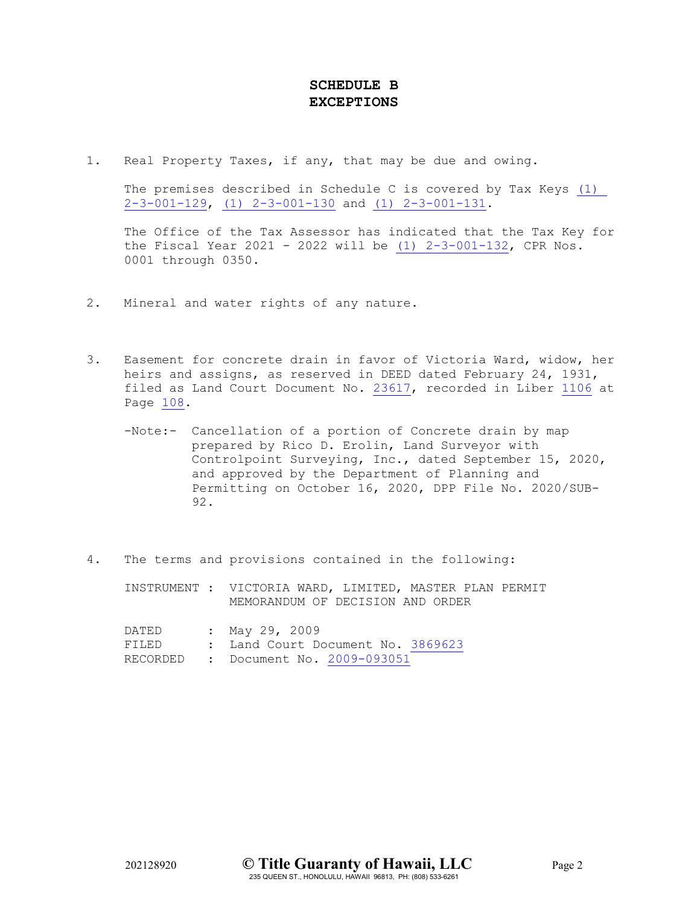# SCHEDULE B
# EXCEPTIONS

1. Real Property Taxes, if any, that may be due and owing.

   The premises described in Schedule C is covered by Tax Keys (1) 2-3-001-129, (1) 2-3-001-130 and (1) 2-3-001-131.

   The Office of the Tax Assessor has indicated that the Tax Key for the Fiscal Year 2021 - 2022 will be (1) 2-3-001-132, CPR Nos. 0001 through 0350.

2. Mineral and water rights of any nature.

3. Easement for concrete drain in favor of Victoria Ward, widow, her heirs and assigns, as reserved in DEED dated February 24, 1931, filed as Land Court Document No. 23617, recorded in Liber 1106 at Page 108.

   -Note:- Cancellation of a portion of Concrete drain by map prepared by Rico D. Erolin, Land Surveyor with Controlpoint Surveying, Inc., dated September 15, 2020, and approved by the Department of Planning and Permitting on October 16, 2020, DPP File No. 2020/SUB-92.

4. The terms and provisions contained in the following:

   INSTRUMENT : VICTORIA WARD, LIMITED, MASTER PLAN PERMIT MEMORANDUM OF DECISION AND ORDER

   DATED : May 29, 2009
   FILED : Land Court Document No. 3869623
   RECORDED : Document No. 2009-093051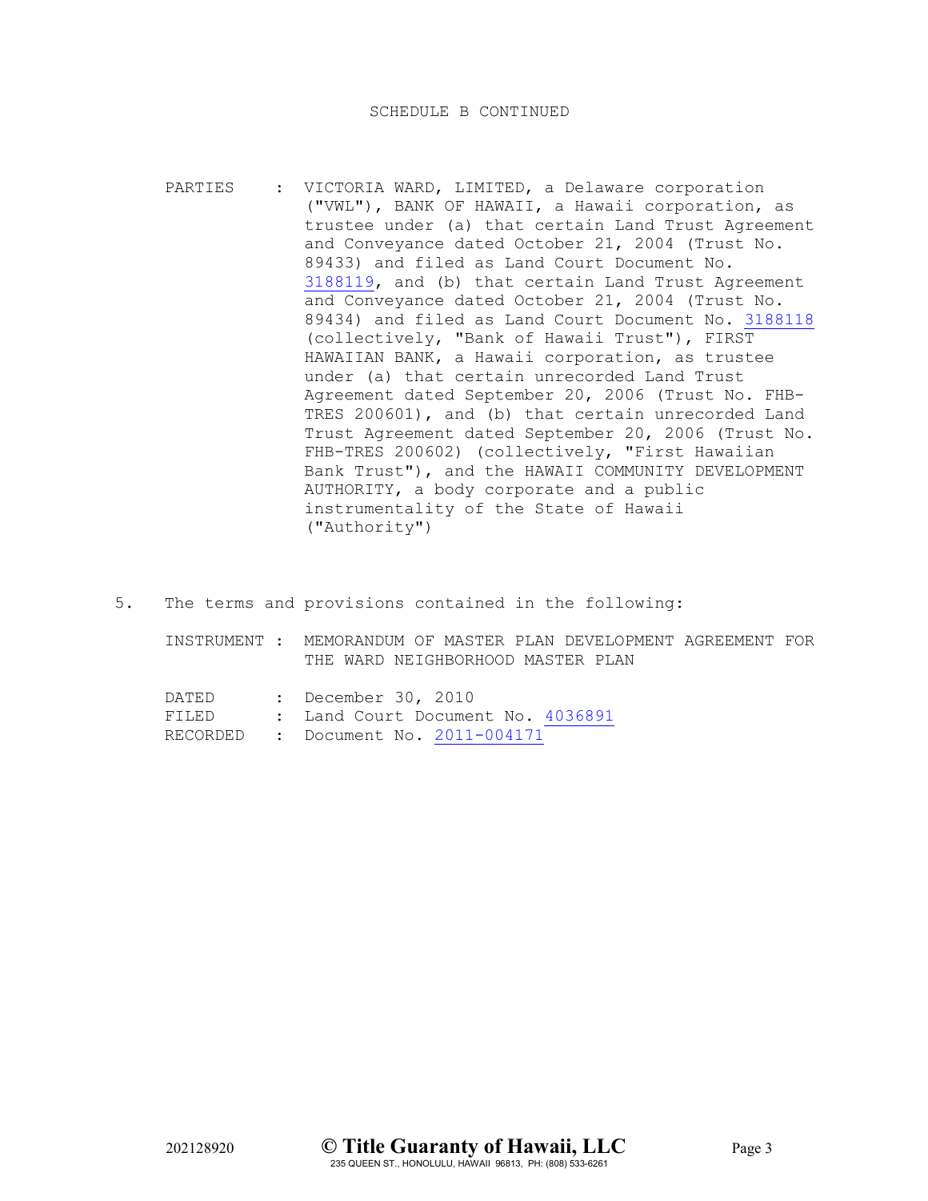SCHEDULE B CONTINUED

PARTIES : VICTORIA WARD, LIMITED, a Delaware corporation ("VWL"), BANK OF HAWAII, a Hawaii corporation, as trustee under (a) that certain Land Trust Agreement and Conveyance dated October 21, 2004 (Trust No. 89433) and filed as Land Court Document No. 3188119, and (b) that certain Land Trust Agreement and Conveyance dated October 21, 2004 (Trust No. 89434) and filed as Land Court Document No. 3188118 (collectively, "Bank of Hawaii Trust"), FIRST HAWAIIAN BANK, a Hawaii corporation, as trustee under (a) that certain unrecorded Land Trust Agreement dated September 20, 2006 (Trust No. FHB-TRES 200601), and (b) that certain unrecorded Land Trust Agreement dated September 20, 2006 (Trust No. FHB-TRES 200602) (collectively, "First Hawaiian Bank Trust"), and the HAWAII COMMUNITY DEVELOPMENT AUTHORITY, a body corporate and a public instrumentality of the State of Hawaii ("Authority")

5. The terms and provisions contained in the following:

INSTRUMENT : MEMORANDUM OF MASTER PLAN DEVELOPMENT AGREEMENT FOR THE WARD NEIGHBORHOOD MASTER PLAN

DATED : December 30, 2010
FILED : Land Court Document No. 4036891
RECORDED : Document No. 2011-004171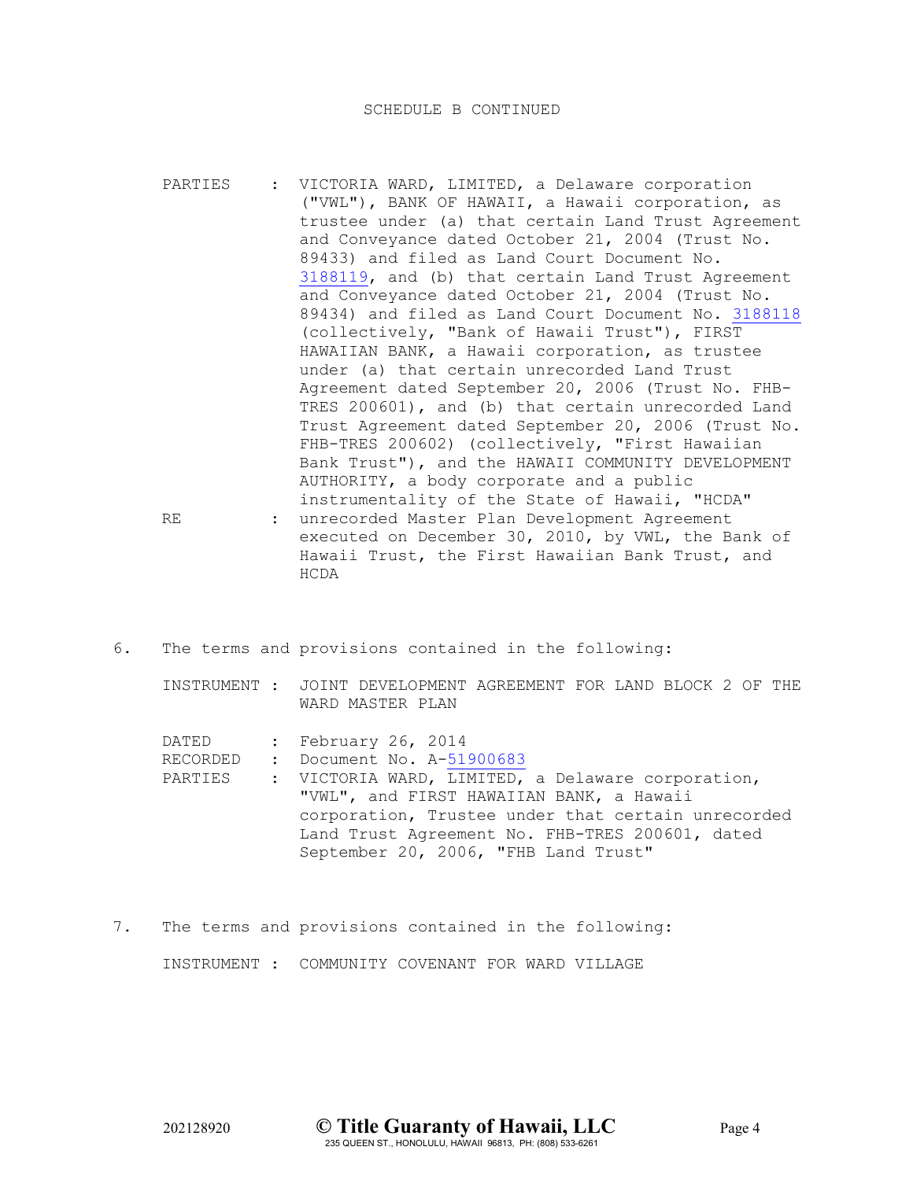SCHEDULE B CONTINUED

PARTIES : VICTORIA WARD, LIMITED, a Delaware corporation ("VWL"), BANK OF HAWAII, a Hawaii corporation, as trustee under (a) that certain Land Trust Agreement and Conveyance dated October 21, 2004 (Trust No. 89433) and filed as Land Court Document No. 3188119, and (b) that certain Land Trust Agreement and Conveyance dated October 21, 2004 (Trust No. 89434) and filed as Land Court Document No. 3188118 (collectively, "Bank of Hawaii Trust"), FIRST HAWAIIAN BANK, a Hawaii corporation, as trustee under (a) that certain unrecorded Land Trust Agreement dated September 20, 2006 (Trust No. FHB-TRES 200601), and (b) that certain unrecorded Land Trust Agreement dated September 20, 2006 (Trust No. FHB-TRES 200602) (collectively, "First Hawaiian Bank Trust"), and the HAWAII COMMUNITY DEVELOPMENT AUTHORITY, a body corporate and a public instrumentality of the State of Hawaii, "HCDA"

RE : unrecorded Master Plan Development Agreement executed on December 30, 2010, by VWL, the Bank of Hawaii Trust, the First Hawaiian Bank Trust, and HCDA

6. The terms and provisions contained in the following:

INSTRUMENT : JOINT DEVELOPMENT AGREEMENT FOR LAND BLOCK 2 OF THE WARD MASTER PLAN

DATED : February 26, 2014
RECORDED : Document No. A-51900683
PARTIES : VICTORIA WARD, LIMITED, a Delaware corporation, "VWL", and FIRST HAWAIIAN BANK, a Hawaii corporation, Trustee under that certain unrecorded Land Trust Agreement No. FHB-TRES 200601, dated September 20, 2006, "FHB Land Trust"

7. The terms and provisions contained in the following:

INSTRUMENT : COMMUNITY COVENANT FOR WARD VILLAGE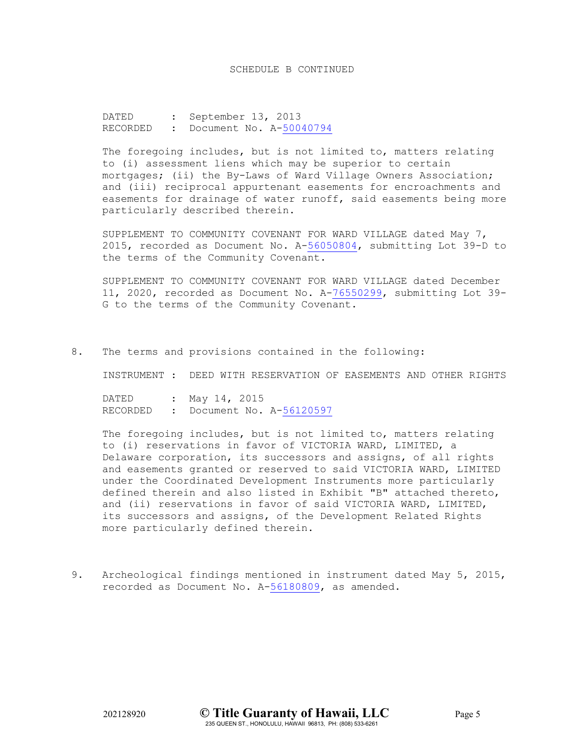SCHEDULE B CONTINUED

DATED : September 13, 2013
RECORDED : Document No. A-50040794

The foregoing includes, but is not limited to, matters relating to (i) assessment liens which may be superior to certain mortgages; (ii) the By-Laws of Ward Village Owners Association; and (iii) reciprocal appurtenant easements for encroachments and easements for drainage of water runoff, said easements being more particularly described therein.

SUPPLEMENT TO COMMUNITY COVENANT FOR WARD VILLAGE dated May 7, 2015, recorded as Document No. A-56050804, submitting Lot 39-D to the terms of the Community Covenant.

SUPPLEMENT TO COMMUNITY COVENANT FOR WARD VILLAGE dated December 11, 2020, recorded as Document No. A-76550299, submitting Lot 39-G to the terms of the Community Covenant.

8. The terms and provisions contained in the following:

   INSTRUMENT : DEED WITH RESERVATION OF EASEMENTS AND OTHER RIGHTS

   DATED : May 14, 2015
   RECORDED : Document No. A-56120597

   The foregoing includes, but is not limited to, matters relating to (i) reservations in favor of VICTORIA WARD, LIMITED, a Delaware corporation, its successors and assigns, of all rights and easements granted or reserved to said VICTORIA WARD, LIMITED under the Coordinated Development Instruments more particularly defined therein and also listed in Exhibit "B" attached thereto, and (ii) reservations in favor of said VICTORIA WARD, LIMITED, its successors and assigns, of the Development Related Rights more particularly defined therein.

9. Archeological findings mentioned in instrument dated May 5, 2015, recorded as Document No. A-56180809, as amended.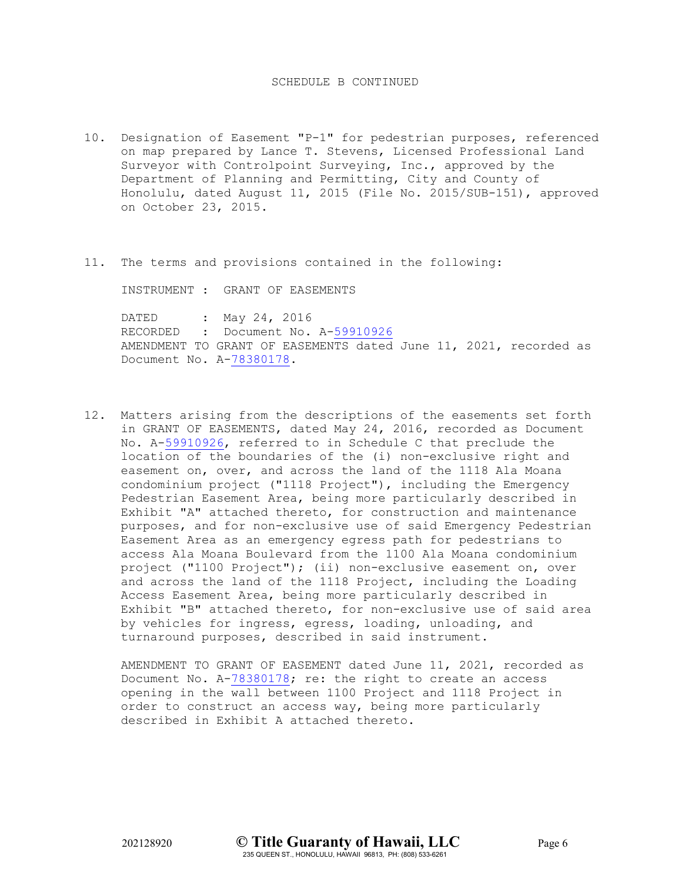SCHEDULE B CONTINUED

10. Designation of Easement "P-1" for pedestrian purposes, referenced on map prepared by Lance T. Stevens, Licensed Professional Land Surveyor with Controlpoint Surveying, Inc., approved by the Department of Planning and Permitting, City and County of Honolulu, dated August 11, 2015 (File No. 2015/SUB-151), approved on October 23, 2015.

11. The terms and provisions contained in the following:

    INSTRUMENT : GRANT OF EASEMENTS

    DATED : May 24, 2016
    RECORDED : Document No. A-59910926
    AMENDMENT TO GRANT OF EASEMENTS dated June 11, 2021, recorded as Document No. A-78380178.

12. Matters arising from the descriptions of the easements set forth in GRANT OF EASEMENTS, dated May 24, 2016, recorded as Document No. A-59910926, referred to in Schedule C that preclude the location of the boundaries of the (i) non-exclusive right and easement on, over, and across the land of the 1118 Ala Moana condominium project ("1118 Project"), including the Emergency Pedestrian Easement Area, being more particularly described in Exhibit "A" attached thereto, for construction and maintenance purposes, and for non-exclusive use of said Emergency Pedestrian Easement Area as an emergency egress path for pedestrians to access Ala Moana Boulevard from the 1100 Ala Moana condominium project ("1100 Project"); (ii) non-exclusive easement on, over and across the land of the 1118 Project, including the Loading Access Easement Area, being more particularly described in Exhibit "B" attached thereto, for non-exclusive use of said area by vehicles for ingress, egress, loading, unloading, and turnaround purposes, described in said instrument.

    AMENDMENT TO GRANT OF EASEMENT dated June 11, 2021, recorded as Document No. A-78380178; re: the right to create an access opening in the wall between 1100 Project and 1118 Project in order to construct an access way, being more particularly described in Exhibit A attached thereto.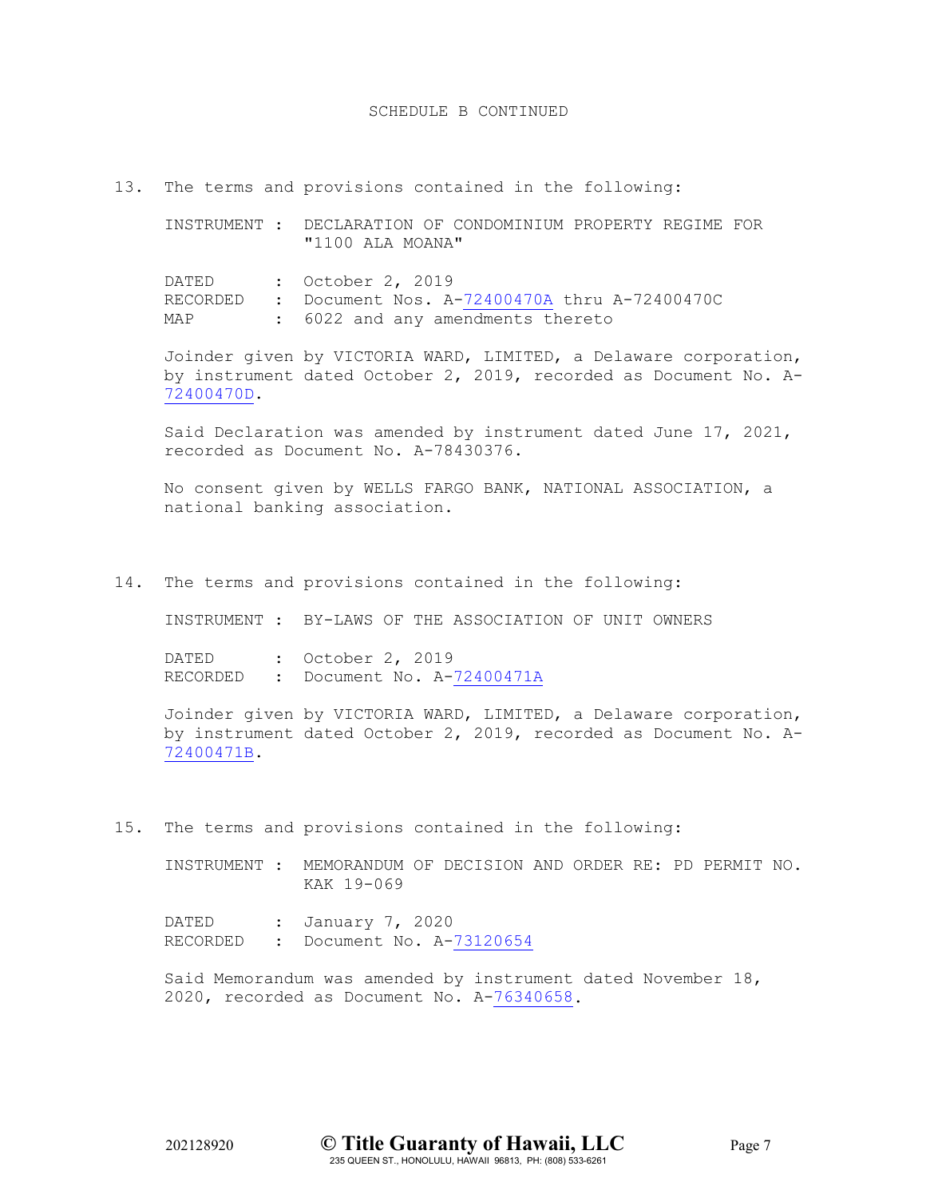SCHEDULE B CONTINUED

13. The terms and provisions contained in the following:

    INSTRUMENT : DECLARATION OF CONDOMINIUM PROPERTY REGIME FOR "1100 ALA MOANA"

    DATED : October 2, 2019
    RECORDED : Document Nos. A-72400470A thru A-72400470C
    MAP : 6022 and any amendments thereto

    Joinder given by VICTORIA WARD, LIMITED, a Delaware corporation, by instrument dated October 2, 2019, recorded as Document No. A-72400470D.

    Said Declaration was amended by instrument dated June 17, 2021, recorded as Document No. A-78430376.

    No consent given by WELLS FARGO BANK, NATIONAL ASSOCIATION, a national banking association.

14. The terms and provisions contained in the following:

    INSTRUMENT : BY-LAWS OF THE ASSOCIATION OF UNIT OWNERS

    DATED : October 2, 2019
    RECORDED : Document No. A-72400471A

    Joinder given by VICTORIA WARD, LIMITED, a Delaware corporation, by instrument dated October 2, 2019, recorded as Document No. A-72400471B.

15. The terms and provisions contained in the following:

    INSTRUMENT : MEMORANDUM OF DECISION AND ORDER RE: PD PERMIT NO. KAK 19-069

    DATED : January 7, 2020
    RECORDED : Document No. A-73120654

    Said Memorandum was amended by instrument dated November 18, 2020, recorded as Document No. A-76340658.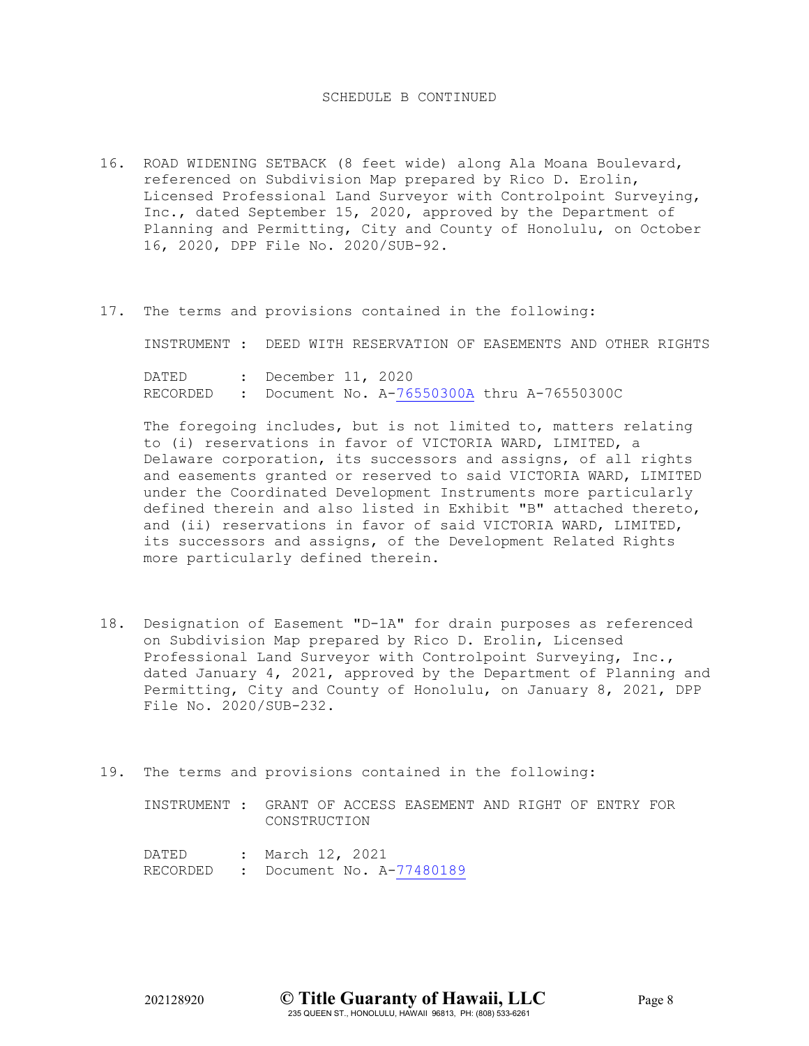SCHEDULE B CONTINUED

16. ROAD WIDENING SETBACK (8 feet wide) along Ala Moana Boulevard, referenced on Subdivision Map prepared by Rico D. Erolin, Licensed Professional Land Surveyor with Controlpoint Surveying, Inc., dated September 15, 2020, approved by the Department of Planning and Permitting, City and County of Honolulu, on October 16, 2020, DPP File No. 2020/SUB-92.

17. The terms and provisions contained in the following:

    INSTRUMENT : DEED WITH RESERVATION OF EASEMENTS AND OTHER RIGHTS

    DATED : December 11, 2020
    RECORDED : Document No. A-76550300A thru A-76550300C

    The foregoing includes, but is not limited to, matters relating to (i) reservations in favor of VICTORIA WARD, LIMITED, a Delaware corporation, its successors and assigns, of all rights and easements granted or reserved to said VICTORIA WARD, LIMITED under the Coordinated Development Instruments more particularly defined therein and also listed in Exhibit "B" attached thereto, and (ii) reservations in favor of said VICTORIA WARD, LIMITED, its successors and assigns, of the Development Related Rights more particularly defined therein.

18. Designation of Easement "D-1A" for drain purposes as referenced on Subdivision Map prepared by Rico D. Erolin, Licensed Professional Land Surveyor with Controlpoint Surveying, Inc., dated January 4, 2021, approved by the Department of Planning and Permitting, City and County of Honolulu, on January 8, 2021, DPP File No. 2020/SUB-232.

19. The terms and provisions contained in the following:

    INSTRUMENT : GRANT OF ACCESS EASEMENT AND RIGHT OF ENTRY FOR CONSTRUCTION

    DATED : March 12, 2021
    RECORDED : Document No. A-77480189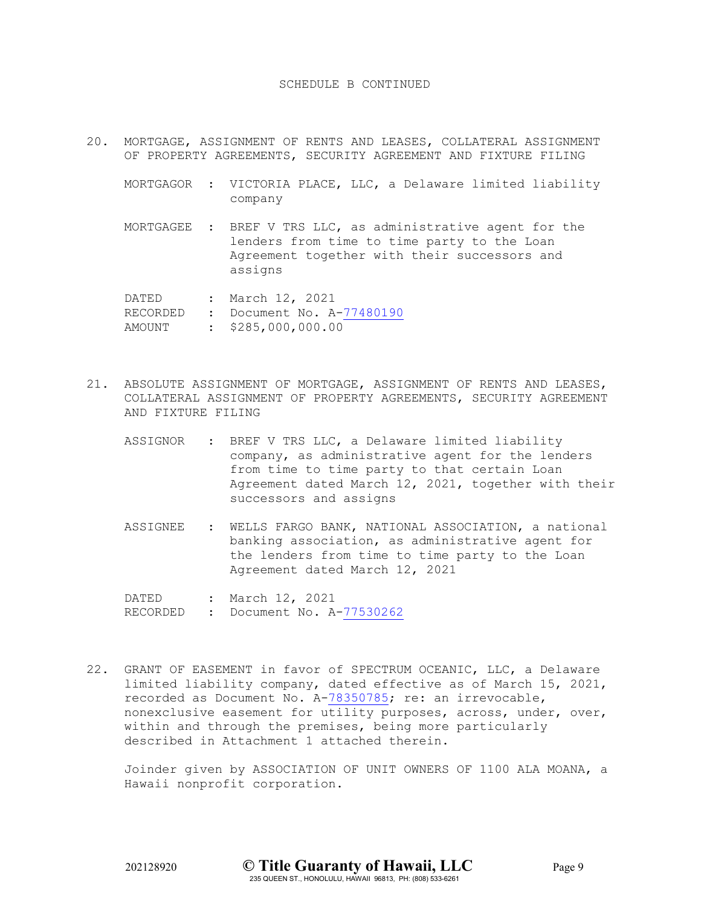SCHEDULE B CONTINUED

20. MORTGAGE, ASSIGNMENT OF RENTS AND LEASES, COLLATERAL ASSIGNMENT OF PROPERTY AGREEMENTS, SECURITY AGREEMENT AND FIXTURE FILING

    MORTGAGOR : VICTORIA PLACE, LLC, a Delaware limited liability company

    MORTGAGEE : BREF V TRS LLC, as administrative agent for the lenders from time to time party to the Loan Agreement together with their successors and assigns

    DATED : March 12, 2021
    RECORDED : Document No. A-77480190
    AMOUNT : $285,000,000.00

21. ABSOLUTE ASSIGNMENT OF MORTGAGE, ASSIGNMENT OF RENTS AND LEASES, COLLATERAL ASSIGNMENT OF PROPERTY AGREEMENTS, SECURITY AGREEMENT AND FIXTURE FILING

    ASSIGNOR : BREF V TRS LLC, a Delaware limited liability company, as administrative agent for the lenders from time to time party to that certain Loan Agreement dated March 12, 2021, together with their successors and assigns

    ASSIGNEE : WELLS FARGO BANK, NATIONAL ASSOCIATION, a national banking association, as administrative agent for the lenders from time to time party to the Loan Agreement dated March 12, 2021

    DATED : March 12, 2021
    RECORDED : Document No. A-77530262

22. GRANT OF EASEMENT in favor of SPECTRUM OCEANIC, LLC, a Delaware limited liability company, dated effective as of March 15, 2021, recorded as Document No. A-78350785; re: an irrevocable, nonexclusive easement for utility purposes, across, under, over, within and through the premises, being more particularly described in Attachment 1 attached therein.

    Joinder given by ASSOCIATION OF UNIT OWNERS OF 1100 ALA MOANA, a Hawaii nonprofit corporation.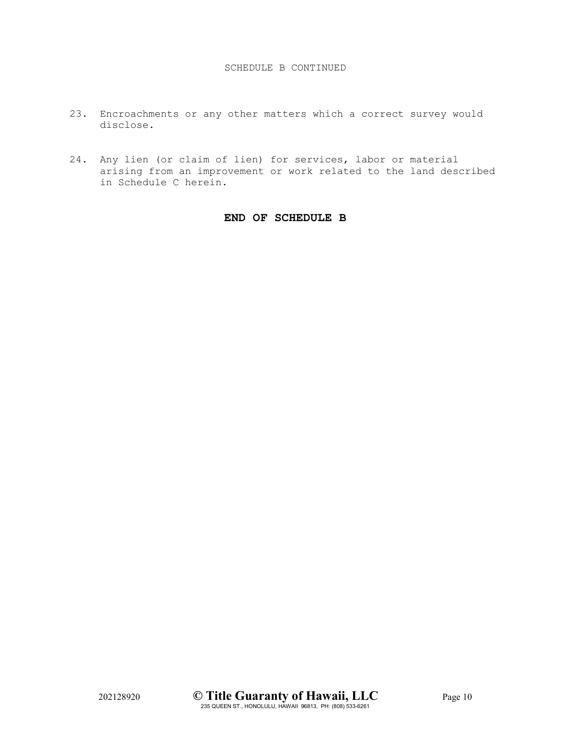SCHEDULE B CONTINUED

23. Encroachments or any other matters which a correct survey would disclose.

24. Any lien (or claim of lien) for services, labor or material arising from an improvement or work related to the land described in Schedule C herein.

**END OF SCHEDULE B**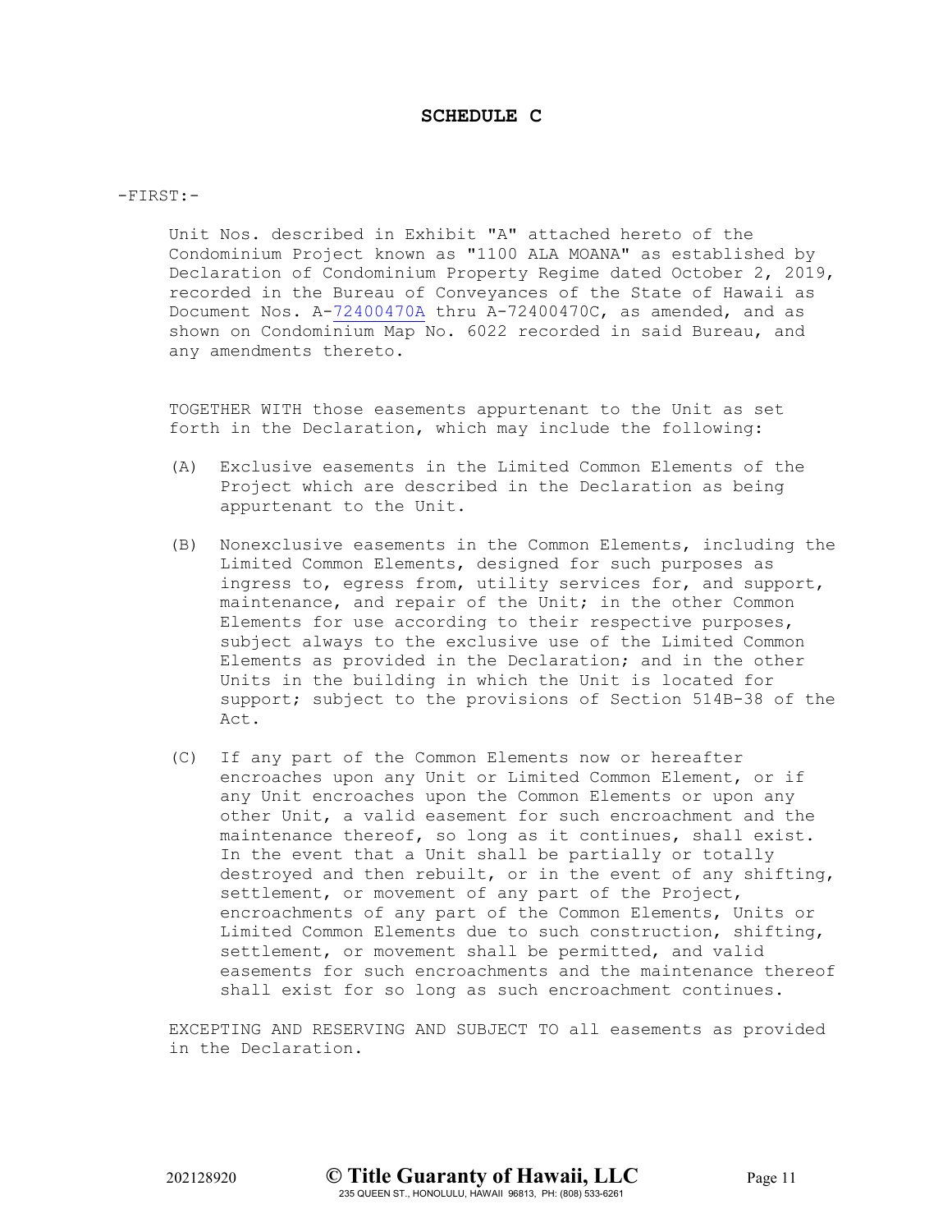# SCHEDULE C

-FIRST:-

Unit Nos. described in Exhibit "A" attached hereto of the Condominium Project known as "1100 ALA MOANA" as established by Declaration of Condominium Property Regime dated October 2, 2019, recorded in the Bureau of Conveyances of the State of Hawaii as Document Nos. A-72400470A thru A-72400470C, as amended, and as shown on Condominium Map No. 6022 recorded in said Bureau, and any amendments thereto.

TOGETHER WITH those easements appurtenant to the Unit as set forth in the Declaration, which may include the following:

(A) Exclusive easements in the Limited Common Elements of the Project which are described in the Declaration as being appurtenant to the Unit.

(B) Nonexclusive easements in the Common Elements, including the Limited Common Elements, designed for such purposes as ingress to, egress from, utility services for, and support, maintenance, and repair of the Unit; in the other Common Elements for use according to their respective purposes, subject always to the exclusive use of the Limited Common Elements as provided in the Declaration; and in the other Units in the building in which the Unit is located for support; subject to the provisions of Section 514B-38 of the Act.

(C) If any part of the Common Elements now or hereafter encroaches upon any Unit or Limited Common Element, or if any Unit encroaches upon the Common Elements or upon any other Unit, a valid easement for such encroachment and the maintenance thereof, so long as it continues, shall exist. In the event that a Unit shall be partially or totally destroyed and then rebuilt, or in the event of any shifting, settlement, or movement of any part of the Project, encroachments of any part of the Common Elements, Units or Limited Common Elements due to such construction, shifting, settlement, or movement shall be permitted, and valid easements for such encroachments and the maintenance thereof shall exist for so long as such encroachment continues.

EXCEPTING AND RESERVING AND SUBJECT TO all easements as provided in the Declaration.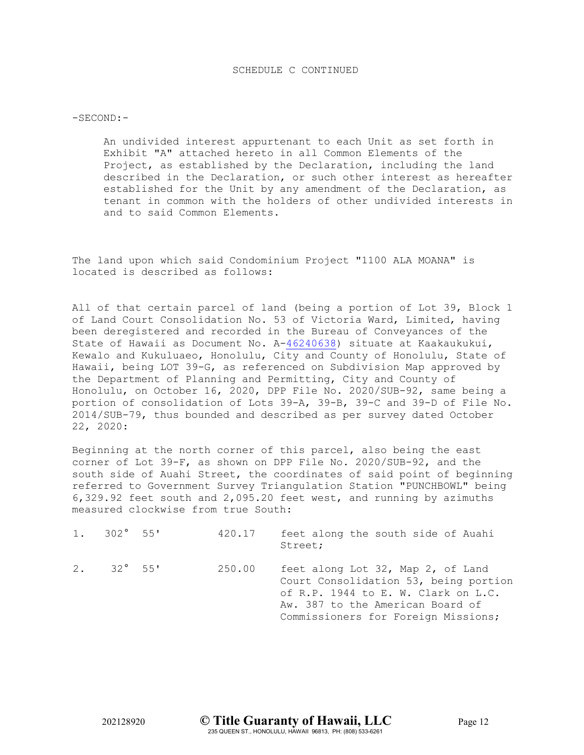SCHEDULE C CONTINUED

-SECOND:-

An undivided interest appurtenant to each Unit as set forth in Exhibit "A" attached hereto in all Common Elements of the Project, as established by the Declaration, including the land described in the Declaration, or such other interest as hereafter established for the Unit by any amendment of the Declaration, as tenant in common with the holders of other undivided interests in and to said Common Elements.

The land upon which said Condominium Project "1100 ALA MOANA" is located is described as follows:

All of that certain parcel of land (being a portion of Lot 39, Block 1 of Land Court Consolidation No. 53 of Victoria Ward, Limited, having been deregistered and recorded in the Bureau of Conveyances of the State of Hawaii as Document No. A-46240638) situate at Kaakaukukui, Kewalo and Kukuluaeo, Honolulu, City and County of Honolulu, State of Hawaii, being LOT 39-G, as referenced on Subdivision Map approved by the Department of Planning and Permitting, City and County of Honolulu, on October 16, 2020, DPP File No. 2020/SUB-92, same being a portion of consolidation of Lots 39-A, 39-B, 39-C and 39-D of File No. 2014/SUB-79, thus bounded and described as per survey dated October 22, 2020:

Beginning at the north corner of this parcel, also being the east corner of Lot 39-F, as shown on DPP File No. 2020/SUB-92, and the south side of Auahi Street, the coordinates of said point of beginning referred to Government Survey Triangulation Station "PUNCHBOWL" being 6,329.92 feet south and 2,095.20 feet west, and running by azimuths measured clockwise from true South:

| | | | |
|---|---|---|---|
| 1. | 302° 55' | 420.17 | feet along the south side of Auahi Street; |
| 2. | 32° 55' | 250.00 | feet along Lot 32, Map 2, of Land Court Consolidation 53, being portion of R.P. 1944 to E. W. Clark on L.C. Aw. 387 to the American Board of Commissioners for Foreign Missions; |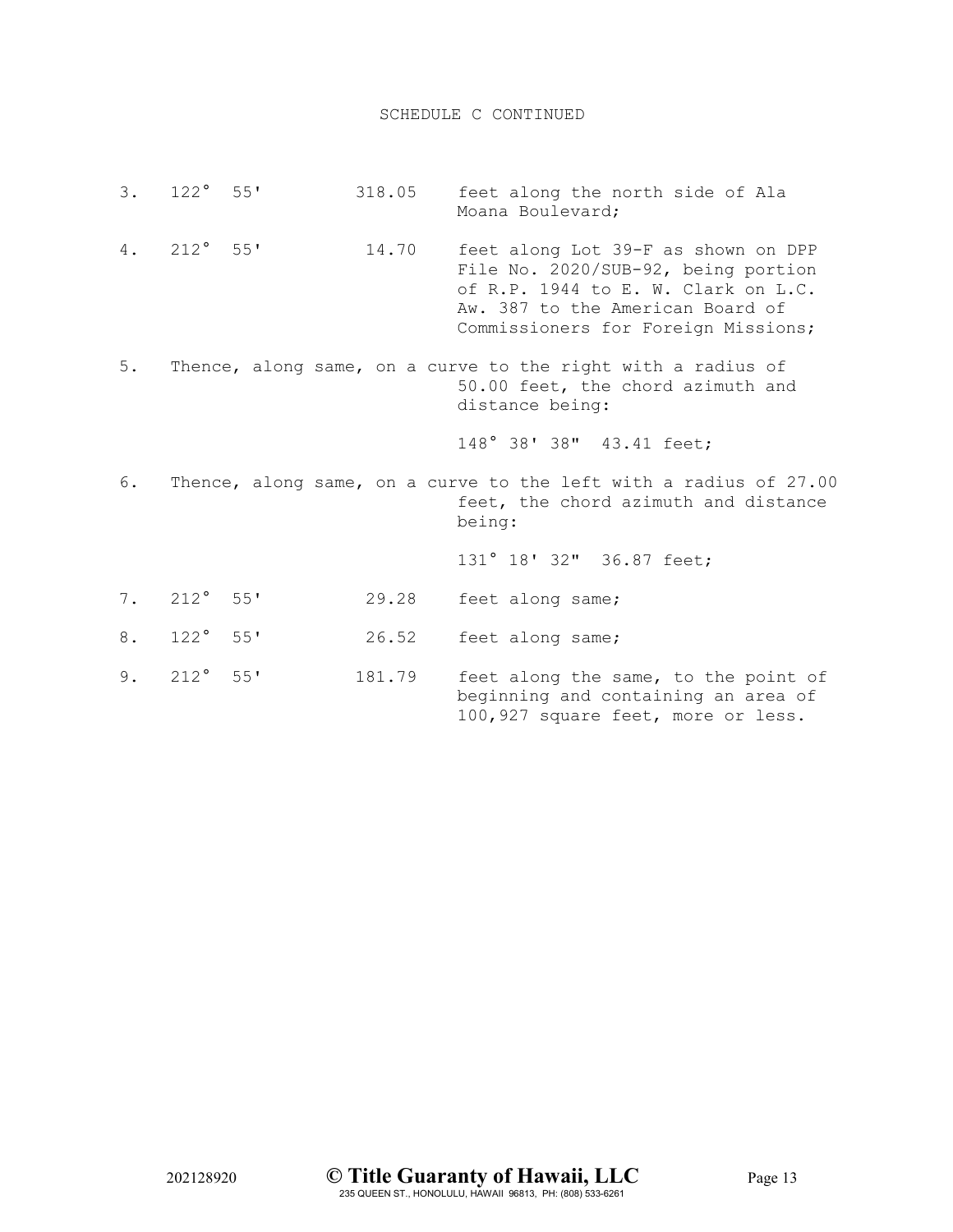SCHEDULE C CONTINUED

3. 122° 55' 318.05 feet along the north side of Ala Moana Boulevard;

4. 212° 55' 14.70 feet along Lot 39-F as shown on DPP File No. 2020/SUB-92, being portion of R.P. 1944 to E. W. Clark on L.C. Aw. 387 to the American Board of Commissioners for Foreign Missions;

5. Thence, along same, on a curve to the right with a radius of 50.00 feet, the chord azimuth and distance being:

   148° 38' 38" 43.41 feet;

6. Thence, along same, on a curve to the left with a radius of 27.00 feet, the chord azimuth and distance being:

   131° 18' 32" 36.87 feet;

7. 212° 55' 29.28 feet along same;

8. 122° 55' 26.52 feet along same;

9. 212° 55' 181.79 feet along the same, to the point of beginning and containing an area of 100,927 square feet, more or less.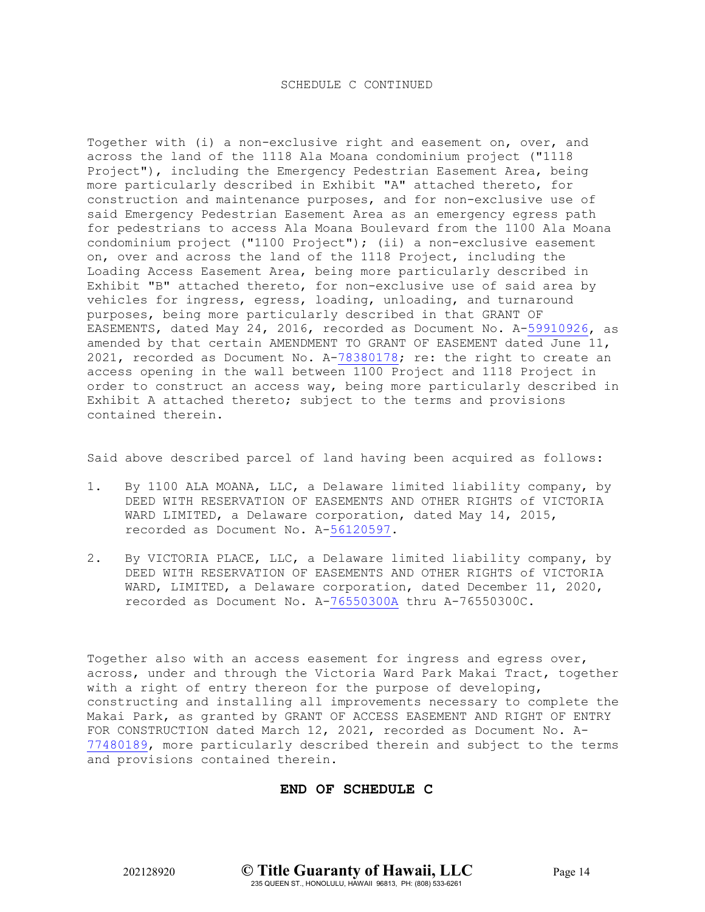SCHEDULE C CONTINUED

Together with (i) a non-exclusive right and easement on, over, and across the land of the 1118 Ala Moana condominium project ("1118 Project"), including the Emergency Pedestrian Easement Area, being more particularly described in Exhibit "A" attached thereto, for construction and maintenance purposes, and for non-exclusive use of said Emergency Pedestrian Easement Area as an emergency egress path for pedestrians to access Ala Moana Boulevard from the 1100 Ala Moana condominium project ("1100 Project"); (ii) a non-exclusive easement on, over and across the land of the 1118 Project, including the Loading Access Easement Area, being more particularly described in Exhibit "B" attached thereto, for non-exclusive use of said area by vehicles for ingress, egress, loading, unloading, and turnaround purposes, being more particularly described in that GRANT OF EASEMENTS, dated May 24, 2016, recorded as Document No. A-59910926, as amended by that certain AMENDMENT TO GRANT OF EASEMENT dated June 11, 2021, recorded as Document No. A-78380178; re: the right to create an access opening in the wall between 1100 Project and 1118 Project in order to construct an access way, being more particularly described in Exhibit A attached thereto; subject to the terms and provisions contained therein.

Said above described parcel of land having been acquired as follows:

1. By 1100 ALA MOANA, LLC, a Delaware limited liability company, by DEED WITH RESERVATION OF EASEMENTS AND OTHER RIGHTS of VICTORIA WARD LIMITED, a Delaware corporation, dated May 14, 2015, recorded as Document No. A-56120597.

2. By VICTORIA PLACE, LLC, a Delaware limited liability company, by DEED WITH RESERVATION OF EASEMENTS AND OTHER RIGHTS of VICTORIA WARD, LIMITED, a Delaware corporation, dated December 11, 2020, recorded as Document No. A-76550300A thru A-76550300C.

Together also with an access easement for ingress and egress over, across, under and through the Victoria Ward Park Makai Tract, together with a right of entry thereon for the purpose of developing, constructing and installing all improvements necessary to complete the Makai Park, as granted by GRANT OF ACCESS EASEMENT AND RIGHT OF ENTRY FOR CONSTRUCTION dated March 12, 2021, recorded as Document No. A-77480189, more particularly described therein and subject to the terms and provisions contained therein.

**END OF SCHEDULE C**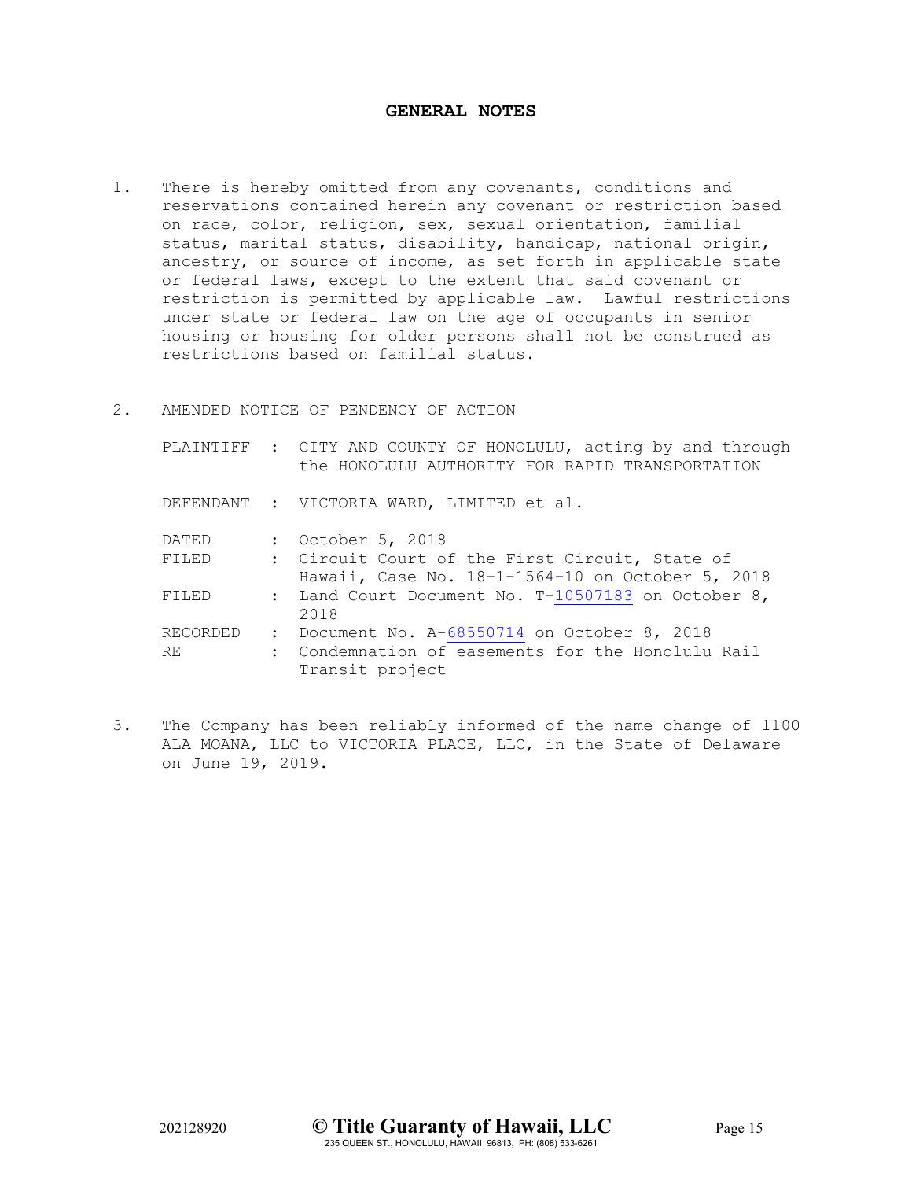## GENERAL NOTES

1. There is hereby omitted from any covenants, conditions and reservations contained herein any covenant or restriction based on race, color, religion, sex, sexual orientation, familial status, marital status, disability, handicap, national origin, ancestry, or source of income, as set forth in applicable state or federal laws, except to the extent that said covenant or restriction is permitted by applicable law. Lawful restrictions under state or federal law on the age of occupants in senior housing or housing for older persons shall not be construed as restrictions based on familial status.

2. AMENDED NOTICE OF PENDENCY OF ACTION

| | | |
|---|---|---|
| PLAINTIFF | : | CITY AND COUNTY OF HONOLULU, acting by and through the HONOLULU AUTHORITY FOR RAPID TRANSPORTATION |
| DEFENDANT | : | VICTORIA WARD, LIMITED et al. |
| DATED | : | October 5, 2018 |
| FILED | : | Circuit Court of the First Circuit, State of Hawaii, Case No. 18-1-1564-10 on October 5, 2018 |
| FILED | : | Land Court Document No. T-10507183 on October 8, 2018 |
| RECORDED | : | Document No. A-68550714 on October 8, 2018 |
| RE | : | Condemnation of easements for the Honolulu Rail Transit project |

3. The Company has been reliably informed of the name change of 1100 ALA MOANA, LLC to VICTORIA PLACE, LLC, in the State of Delaware on June 19, 2019.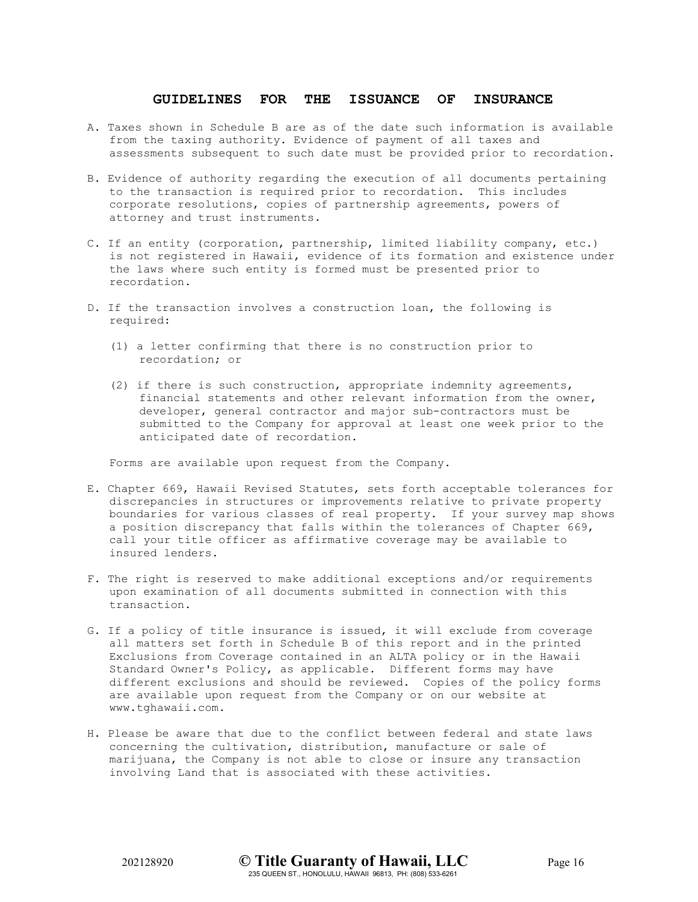## GUIDELINES FOR THE ISSUANCE OF INSURANCE

A. Taxes shown in Schedule B are as of the date such information is available from the taxing authority. Evidence of payment of all taxes and assessments subsequent to such date must be provided prior to recordation.

B. Evidence of authority regarding the execution of all documents pertaining to the transaction is required prior to recordation. This includes corporate resolutions, copies of partnership agreements, powers of attorney and trust instruments.

C. If an entity (corporation, partnership, limited liability company, etc.) is not registered in Hawaii, evidence of its formation and existence under the laws where such entity is formed must be presented prior to recordation.

D. If the transaction involves a construction loan, the following is required:

   (1) a letter confirming that there is no construction prior to recordation; or

   (2) if there is such construction, appropriate indemnity agreements, financial statements and other relevant information from the owner, developer, general contractor and major sub-contractors must be submitted to the Company for approval at least one week prior to the anticipated date of recordation.

   Forms are available upon request from the Company.

E. Chapter 669, Hawaii Revised Statutes, sets forth acceptable tolerances for discrepancies in structures or improvements relative to private property boundaries for various classes of real property. If your survey map shows a position discrepancy that falls within the tolerances of Chapter 669, call your title officer as affirmative coverage may be available to insured lenders.

F. The right is reserved to make additional exceptions and/or requirements upon examination of all documents submitted in connection with this transaction.

G. If a policy of title insurance is issued, it will exclude from coverage all matters set forth in Schedule B of this report and in the printed Exclusions from Coverage contained in an ALTA policy or in the Hawaii Standard Owner's Policy, as applicable. Different forms may have different exclusions and should be reviewed. Copies of the policy forms are available upon request from the Company or on our website at www.tghawaii.com.

H. Please be aware that due to the conflict between federal and state laws concerning the cultivation, distribution, manufacture or sale of marijuana, the Company is not able to close or insure any transaction involving Land that is associated with these activities.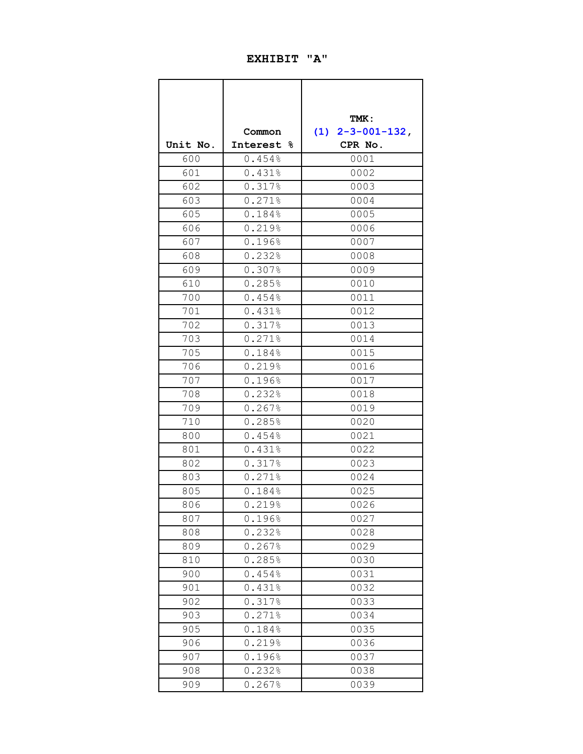# EXHIBIT "A"

| Unit No. | Common Interest % | TMK: (1) 2-3-001-132, CPR No. |
|---|---|---|
| 600 | 0.454% | 0001 |
| 601 | 0.431% | 0002 |
| 602 | 0.317% | 0003 |
| 603 | 0.271% | 0004 |
| 605 | 0.184% | 0005 |
| 606 | 0.219% | 0006 |
| 607 | 0.196% | 0007 |
| 608 | 0.232% | 0008 |
| 609 | 0.307% | 0009 |
| 610 | 0.285% | 0010 |
| 700 | 0.454% | 0011 |
| 701 | 0.431% | 0012 |
| 702 | 0.317% | 0013 |
| 703 | 0.271% | 0014 |
| 705 | 0.184% | 0015 |
| 706 | 0.219% | 0016 |
| 707 | 0.196% | 0017 |
| 708 | 0.232% | 0018 |
| 709 | 0.267% | 0019 |
| 710 | 0.285% | 0020 |
| 800 | 0.454% | 0021 |
| 801 | 0.431% | 0022 |
| 802 | 0.317% | 0023 |
| 803 | 0.271% | 0024 |
| 805 | 0.184% | 0025 |
| 806 | 0.219% | 0026 |
| 807 | 0.196% | 0027 |
| 808 | 0.232% | 0028 |
| 809 | 0.267% | 0029 |
| 810 | 0.285% | 0030 |
| 900 | 0.454% | 0031 |
| 901 | 0.431% | 0032 |
| 902 | 0.317% | 0033 |
| 903 | 0.271% | 0034 |
| 905 | 0.184% | 0035 |
| 906 | 0.219% | 0036 |
| 907 | 0.196% | 0037 |
| 908 | 0.232% | 0038 |
| 909 | 0.267% | 0039 |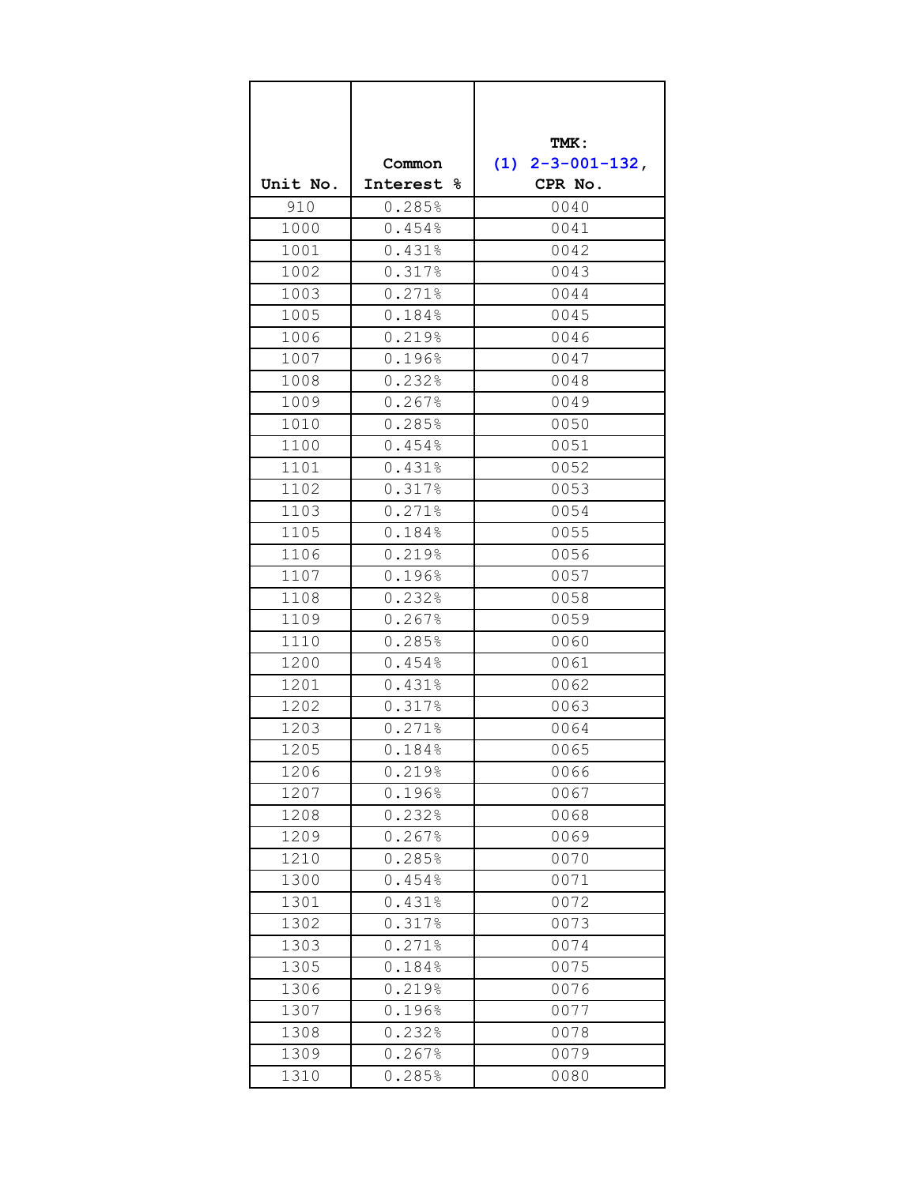| Unit No. | Common Interest % | TMK: (1) 2-3-001-132, CPR No. |
|---|---|---|
| 910 | 0.285% | 0040 |
| 1000 | 0.454% | 0041 |
| 1001 | 0.431% | 0042 |
| 1002 | 0.317% | 0043 |
| 1003 | 0.271% | 0044 |
| 1005 | 0.184% | 0045 |
| 1006 | 0.219% | 0046 |
| 1007 | 0.196% | 0047 |
| 1008 | 0.232% | 0048 |
| 1009 | 0.267% | 0049 |
| 1010 | 0.285% | 0050 |
| 1100 | 0.454% | 0051 |
| 1101 | 0.431% | 0052 |
| 1102 | 0.317% | 0053 |
| 1103 | 0.271% | 0054 |
| 1105 | 0.184% | 0055 |
| 1106 | 0.219% | 0056 |
| 1107 | 0.196% | 0057 |
| 1108 | 0.232% | 0058 |
| 1109 | 0.267% | 0059 |
| 1110 | 0.285% | 0060 |
| 1200 | 0.454% | 0061 |
| 1201 | 0.431% | 0062 |
| 1202 | 0.317% | 0063 |
| 1203 | 0.271% | 0064 |
| 1205 | 0.184% | 0065 |
| 1206 | 0.219% | 0066 |
| 1207 | 0.196% | 0067 |
| 1208 | 0.232% | 0068 |
| 1209 | 0.267% | 0069 |
| 1210 | 0.285% | 0070 |
| 1300 | 0.454% | 0071 |
| 1301 | 0.431% | 0072 |
| 1302 | 0.317% | 0073 |
| 1303 | 0.271% | 0074 |
| 1305 | 0.184% | 0075 |
| 1306 | 0.219% | 0076 |
| 1307 | 0.196% | 0077 |
| 1308 | 0.232% | 0078 |
| 1309 | 0.267% | 0079 |
| 1310 | 0.285% | 0080 |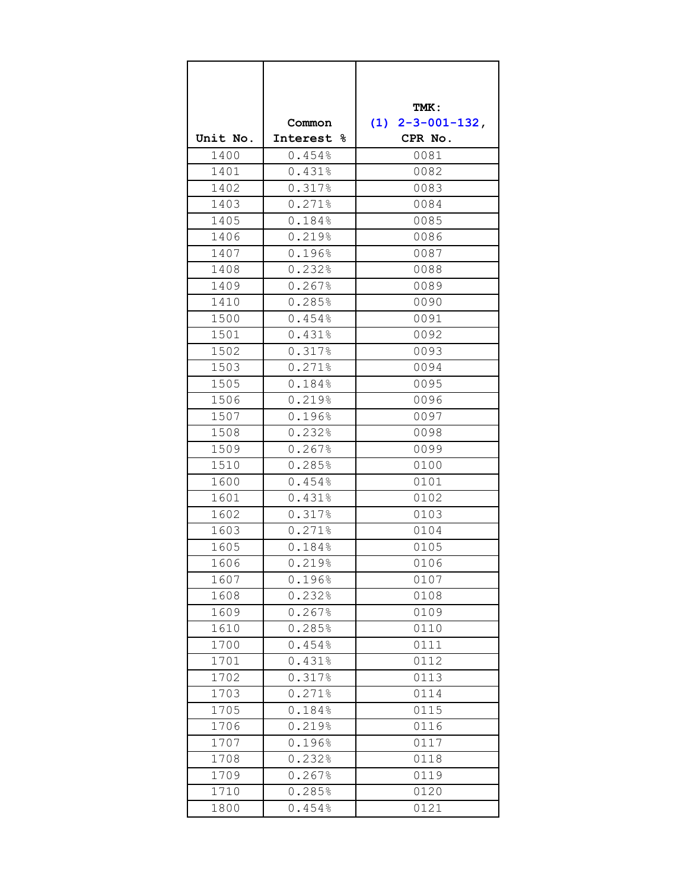| Unit No. | Common Interest % | TMK: (1) 2-3-001-132, CPR No. |
|---|---|---|
| 1400 | 0.454% | 0081 |
| 1401 | 0.431% | 0082 |
| 1402 | 0.317% | 0083 |
| 1403 | 0.271% | 0084 |
| 1405 | 0.184% | 0085 |
| 1406 | 0.219% | 0086 |
| 1407 | 0.196% | 0087 |
| 1408 | 0.232% | 0088 |
| 1409 | 0.267% | 0089 |
| 1410 | 0.285% | 0090 |
| 1500 | 0.454% | 0091 |
| 1501 | 0.431% | 0092 |
| 1502 | 0.317% | 0093 |
| 1503 | 0.271% | 0094 |
| 1505 | 0.184% | 0095 |
| 1506 | 0.219% | 0096 |
| 1507 | 0.196% | 0097 |
| 1508 | 0.232% | 0098 |
| 1509 | 0.267% | 0099 |
| 1510 | 0.285% | 0100 |
| 1600 | 0.454% | 0101 |
| 1601 | 0.431% | 0102 |
| 1602 | 0.317% | 0103 |
| 1603 | 0.271% | 0104 |
| 1605 | 0.184% | 0105 |
| 1606 | 0.219% | 0106 |
| 1607 | 0.196% | 0107 |
| 1608 | 0.232% | 0108 |
| 1609 | 0.267% | 0109 |
| 1610 | 0.285% | 0110 |
| 1700 | 0.454% | 0111 |
| 1701 | 0.431% | 0112 |
| 1702 | 0.317% | 0113 |
| 1703 | 0.271% | 0114 |
| 1705 | 0.184% | 0115 |
| 1706 | 0.219% | 0116 |
| 1707 | 0.196% | 0117 |
| 1708 | 0.232% | 0118 |
| 1709 | 0.267% | 0119 |
| 1710 | 0.285% | 0120 |
| 1800 | 0.454% | 0121 |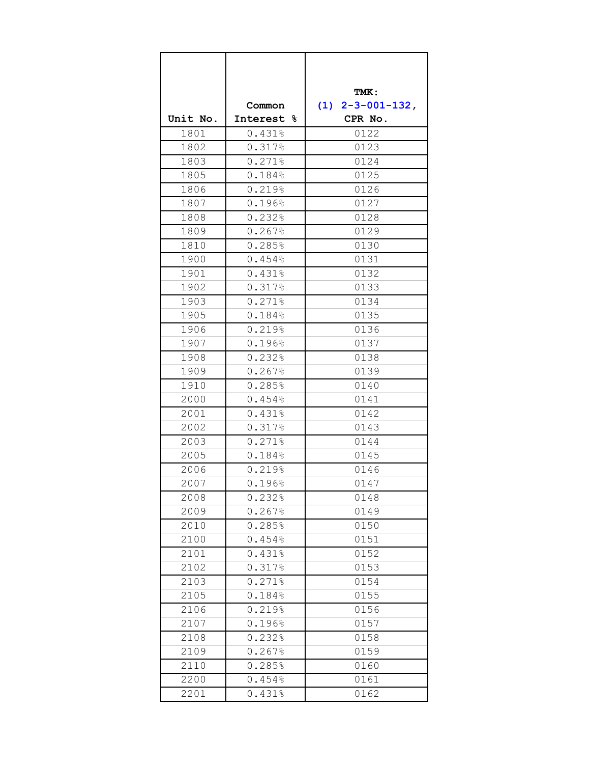| Unit No. | Common Interest % | TMK: (1) 2-3-001-132, CPR No. |
|---|---|---|
| 1801 | 0.431% | 0122 |
| 1802 | 0.317% | 0123 |
| 1803 | 0.271% | 0124 |
| 1805 | 0.184% | 0125 |
| 1806 | 0.219% | 0126 |
| 1807 | 0.196% | 0127 |
| 1808 | 0.232% | 0128 |
| 1809 | 0.267% | 0129 |
| 1810 | 0.285% | 0130 |
| 1900 | 0.454% | 0131 |
| 1901 | 0.431% | 0132 |
| 1902 | 0.317% | 0133 |
| 1903 | 0.271% | 0134 |
| 1905 | 0.184% | 0135 |
| 1906 | 0.219% | 0136 |
| 1907 | 0.196% | 0137 |
| 1908 | 0.232% | 0138 |
| 1909 | 0.267% | 0139 |
| 1910 | 0.285% | 0140 |
| 2000 | 0.454% | 0141 |
| 2001 | 0.431% | 0142 |
| 2002 | 0.317% | 0143 |
| 2003 | 0.271% | 0144 |
| 2005 | 0.184% | 0145 |
| 2006 | 0.219% | 0146 |
| 2007 | 0.196% | 0147 |
| 2008 | 0.232% | 0148 |
| 2009 | 0.267% | 0149 |
| 2010 | 0.285% | 0150 |
| 2100 | 0.454% | 0151 |
| 2101 | 0.431% | 0152 |
| 2102 | 0.317% | 0153 |
| 2103 | 0.271% | 0154 |
| 2105 | 0.184% | 0155 |
| 2106 | 0.219% | 0156 |
| 2107 | 0.196% | 0157 |
| 2108 | 0.232% | 0158 |
| 2109 | 0.267% | 0159 |
| 2110 | 0.285% | 0160 |
| 2200 | 0.454% | 0161 |
| 2201 | 0.431% | 0162 |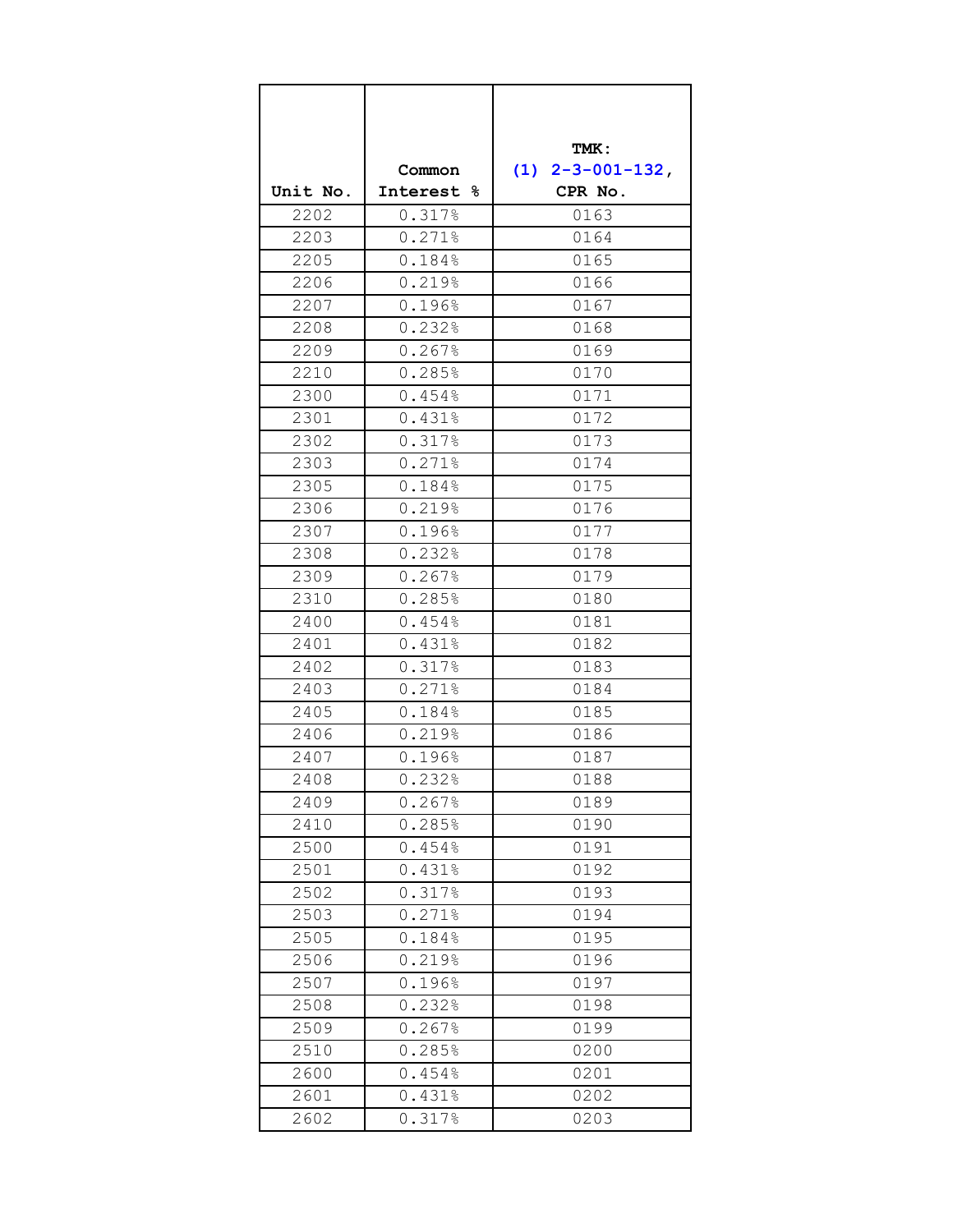| Unit No. | Common Interest % | TMK: (1) 2-3-001-132, CPR No. |
|---|---|---|
| 2202 | 0.317% | 0163 |
| 2203 | 0.271% | 0164 |
| 2205 | 0.184% | 0165 |
| 2206 | 0.219% | 0166 |
| 2207 | 0.196% | 0167 |
| 2208 | 0.232% | 0168 |
| 2209 | 0.267% | 0169 |
| 2210 | 0.285% | 0170 |
| 2300 | 0.454% | 0171 |
| 2301 | 0.431% | 0172 |
| 2302 | 0.317% | 0173 |
| 2303 | 0.271% | 0174 |
| 2305 | 0.184% | 0175 |
| 2306 | 0.219% | 0176 |
| 2307 | 0.196% | 0177 |
| 2308 | 0.232% | 0178 |
| 2309 | 0.267% | 0179 |
| 2310 | 0.285% | 0180 |
| 2400 | 0.454% | 0181 |
| 2401 | 0.431% | 0182 |
| 2402 | 0.317% | 0183 |
| 2403 | 0.271% | 0184 |
| 2405 | 0.184% | 0185 |
| 2406 | 0.219% | 0186 |
| 2407 | 0.196% | 0187 |
| 2408 | 0.232% | 0188 |
| 2409 | 0.267% | 0189 |
| 2410 | 0.285% | 0190 |
| 2500 | 0.454% | 0191 |
| 2501 | 0.431% | 0192 |
| 2502 | 0.317% | 0193 |
| 2503 | 0.271% | 0194 |
| 2505 | 0.184% | 0195 |
| 2506 | 0.219% | 0196 |
| 2507 | 0.196% | 0197 |
| 2508 | 0.232% | 0198 |
| 2509 | 0.267% | 0199 |
| 2510 | 0.285% | 0200 |
| 2600 | 0.454% | 0201 |
| 2601 | 0.431% | 0202 |
| 2602 | 0.317% | 0203 |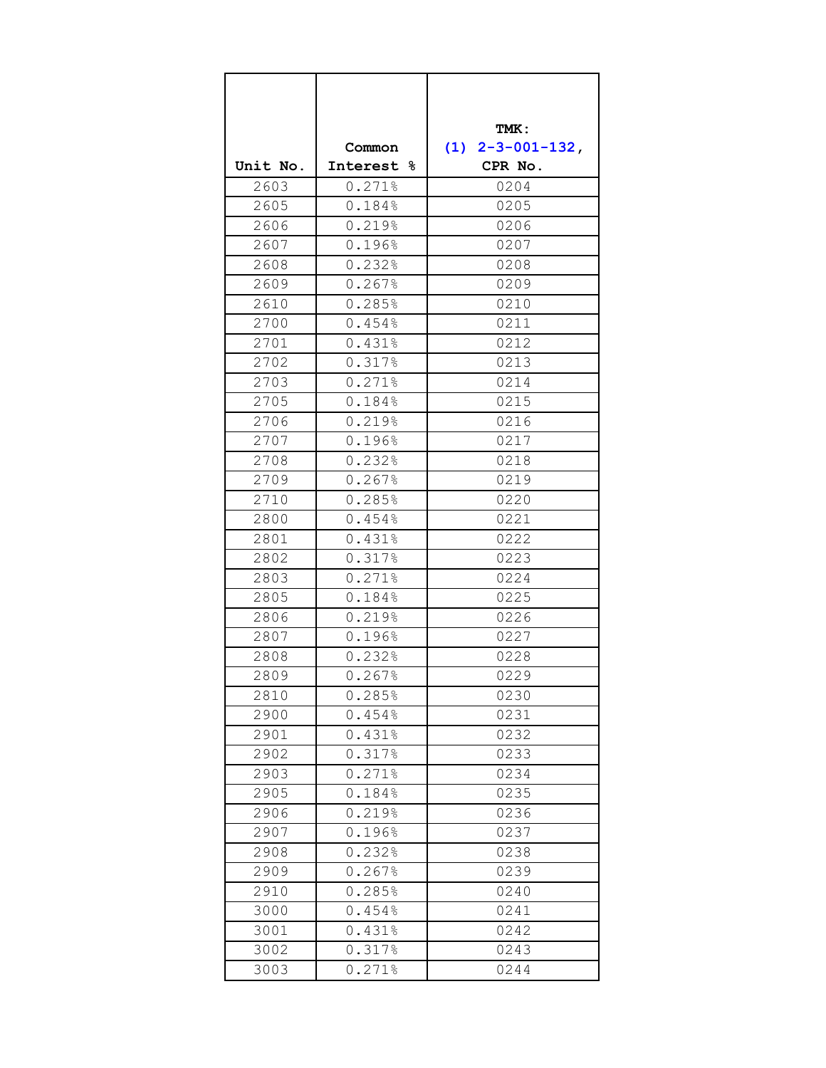| Unit No. | Common Interest % | TMK: (1) 2-3-001-132, CPR No. |
|---|---|---|
| 2603 | 0.271% | 0204 |
| 2605 | 0.184% | 0205 |
| 2606 | 0.219% | 0206 |
| 2607 | 0.196% | 0207 |
| 2608 | 0.232% | 0208 |
| 2609 | 0.267% | 0209 |
| 2610 | 0.285% | 0210 |
| 2700 | 0.454% | 0211 |
| 2701 | 0.431% | 0212 |
| 2702 | 0.317% | 0213 |
| 2703 | 0.271% | 0214 |
| 2705 | 0.184% | 0215 |
| 2706 | 0.219% | 0216 |
| 2707 | 0.196% | 0217 |
| 2708 | 0.232% | 0218 |
| 2709 | 0.267% | 0219 |
| 2710 | 0.285% | 0220 |
| 2800 | 0.454% | 0221 |
| 2801 | 0.431% | 0222 |
| 2802 | 0.317% | 0223 |
| 2803 | 0.271% | 0224 |
| 2805 | 0.184% | 0225 |
| 2806 | 0.219% | 0226 |
| 2807 | 0.196% | 0227 |
| 2808 | 0.232% | 0228 |
| 2809 | 0.267% | 0229 |
| 2810 | 0.285% | 0230 |
| 2900 | 0.454% | 0231 |
| 2901 | 0.431% | 0232 |
| 2902 | 0.317% | 0233 |
| 2903 | 0.271% | 0234 |
| 2905 | 0.184% | 0235 |
| 2906 | 0.219% | 0236 |
| 2907 | 0.196% | 0237 |
| 2908 | 0.232% | 0238 |
| 2909 | 0.267% | 0239 |
| 2910 | 0.285% | 0240 |
| 3000 | 0.454% | 0241 |
| 3001 | 0.431% | 0242 |
| 3002 | 0.317% | 0243 |
| 3003 | 0.271% | 0244 |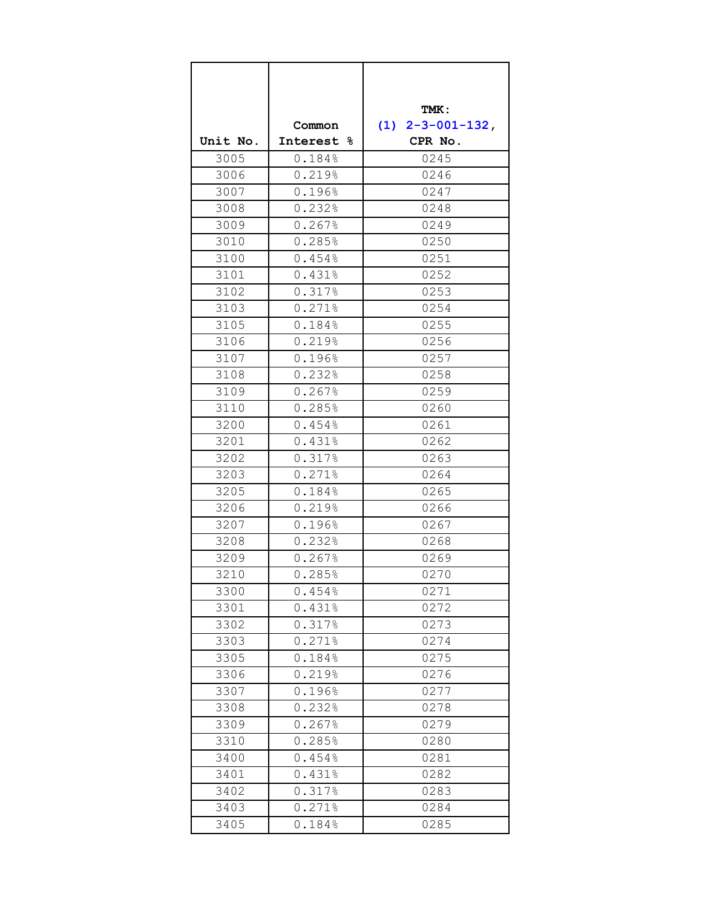| Unit No. | Common Interest % | TMK: (1) 2-3-001-132, CPR No. |
|---|---|---|
| 3005 | 0.184% | 0245 |
| 3006 | 0.219% | 0246 |
| 3007 | 0.196% | 0247 |
| 3008 | 0.232% | 0248 |
| 3009 | 0.267% | 0249 |
| 3010 | 0.285% | 0250 |
| 3100 | 0.454% | 0251 |
| 3101 | 0.431% | 0252 |
| 3102 | 0.317% | 0253 |
| 3103 | 0.271% | 0254 |
| 3105 | 0.184% | 0255 |
| 3106 | 0.219% | 0256 |
| 3107 | 0.196% | 0257 |
| 3108 | 0.232% | 0258 |
| 3109 | 0.267% | 0259 |
| 3110 | 0.285% | 0260 |
| 3200 | 0.454% | 0261 |
| 3201 | 0.431% | 0262 |
| 3202 | 0.317% | 0263 |
| 3203 | 0.271% | 0264 |
| 3205 | 0.184% | 0265 |
| 3206 | 0.219% | 0266 |
| 3207 | 0.196% | 0267 |
| 3208 | 0.232% | 0268 |
| 3209 | 0.267% | 0269 |
| 3210 | 0.285% | 0270 |
| 3300 | 0.454% | 0271 |
| 3301 | 0.431% | 0272 |
| 3302 | 0.317% | 0273 |
| 3303 | 0.271% | 0274 |
| 3305 | 0.184% | 0275 |
| 3306 | 0.219% | 0276 |
| 3307 | 0.196% | 0277 |
| 3308 | 0.232% | 0278 |
| 3309 | 0.267% | 0279 |
| 3310 | 0.285% | 0280 |
| 3400 | 0.454% | 0281 |
| 3401 | 0.431% | 0282 |
| 3402 | 0.317% | 0283 |
| 3403 | 0.271% | 0284 |
| 3405 | 0.184% | 0285 |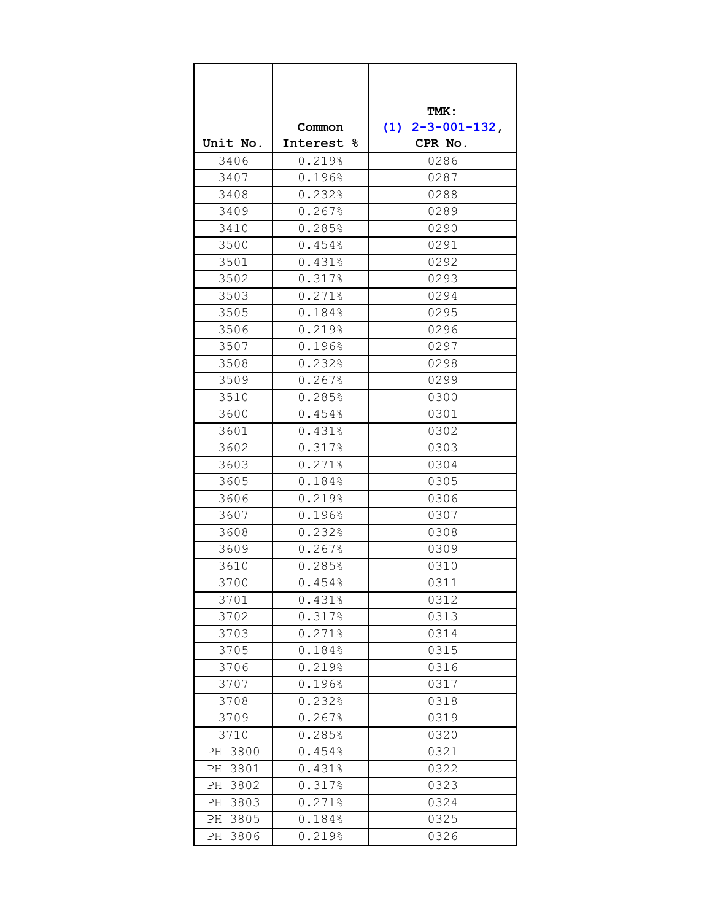| Unit No. | Common Interest % | TMK: (1) 2-3-001-132, CPR No. |
|---|---|---|
| 3406 | 0.219% | 0286 |
| 3407 | 0.196% | 0287 |
| 3408 | 0.232% | 0288 |
| 3409 | 0.267% | 0289 |
| 3410 | 0.285% | 0290 |
| 3500 | 0.454% | 0291 |
| 3501 | 0.431% | 0292 |
| 3502 | 0.317% | 0293 |
| 3503 | 0.271% | 0294 |
| 3505 | 0.184% | 0295 |
| 3506 | 0.219% | 0296 |
| 3507 | 0.196% | 0297 |
| 3508 | 0.232% | 0298 |
| 3509 | 0.267% | 0299 |
| 3510 | 0.285% | 0300 |
| 3600 | 0.454% | 0301 |
| 3601 | 0.431% | 0302 |
| 3602 | 0.317% | 0303 |
| 3603 | 0.271% | 0304 |
| 3605 | 0.184% | 0305 |
| 3606 | 0.219% | 0306 |
| 3607 | 0.196% | 0307 |
| 3608 | 0.232% | 0308 |
| 3609 | 0.267% | 0309 |
| 3610 | 0.285% | 0310 |
| 3700 | 0.454% | 0311 |
| 3701 | 0.431% | 0312 |
| 3702 | 0.317% | 0313 |
| 3703 | 0.271% | 0314 |
| 3705 | 0.184% | 0315 |
| 3706 | 0.219% | 0316 |
| 3707 | 0.196% | 0317 |
| 3708 | 0.232% | 0318 |
| 3709 | 0.267% | 0319 |
| 3710 | 0.285% | 0320 |
| PH 3800 | 0.454% | 0321 |
| PH 3801 | 0.431% | 0322 |
| PH 3802 | 0.317% | 0323 |
| PH 3803 | 0.271% | 0324 |
| PH 3805 | 0.184% | 0325 |
| PH 3806 | 0.219% | 0326 |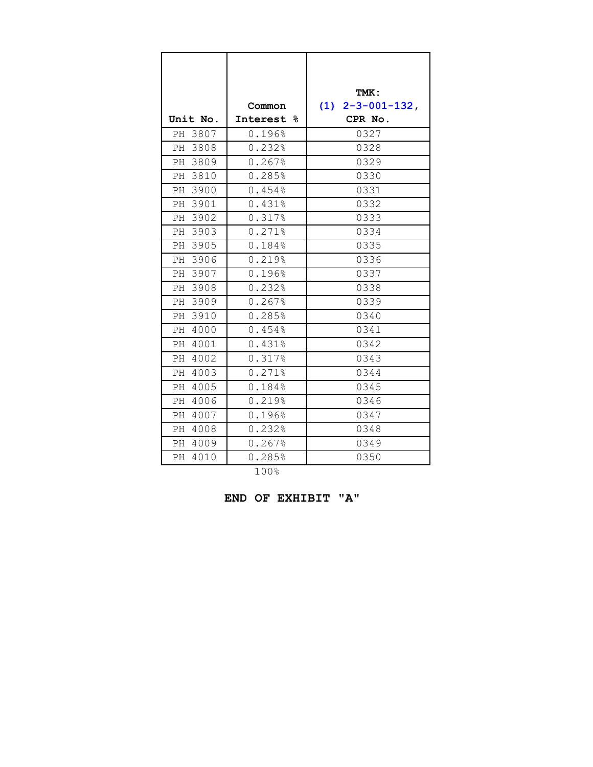| Unit No. | Common Interest % | TMK: (1) 2-3-001-132, CPR No. |
|---|---|---|
| PH 3807 | 0.196% | 0327 |
| PH 3808 | 0.232% | 0328 |
| PH 3809 | 0.267% | 0329 |
| PH 3810 | 0.285% | 0330 |
| PH 3900 | 0.454% | 0331 |
| PH 3901 | 0.431% | 0332 |
| PH 3902 | 0.317% | 0333 |
| PH 3903 | 0.271% | 0334 |
| PH 3905 | 0.184% | 0335 |
| PH 3906 | 0.219% | 0336 |
| PH 3907 | 0.196% | 0337 |
| PH 3908 | 0.232% | 0338 |
| PH 3909 | 0.267% | 0339 |
| PH 3910 | 0.285% | 0340 |
| PH 4000 | 0.454% | 0341 |
| PH 4001 | 0.431% | 0342 |
| PH 4002 | 0.317% | 0343 |
| PH 4003 | 0.271% | 0344 |
| PH 4005 | 0.184% | 0345 |
| PH 4006 | 0.219% | 0346 |
| PH 4007 | 0.196% | 0347 |
| PH 4008 | 0.232% | 0348 |
| PH 4009 | 0.267% | 0349 |
| PH 4010 | 0.285% | 0350 |
| | 100% | |

**END OF EXHIBIT "A"**